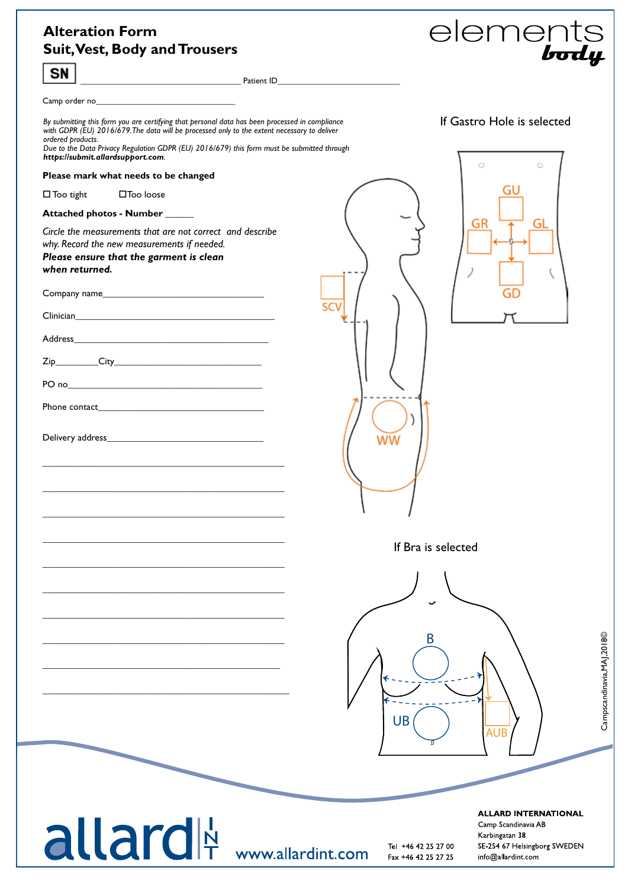# Alteration Form
## Suit, Vest, Body and Trousers

elements **body**

**SN** ______________________________ Patient ID______________________________

Camp order no______________________________

*By submitting this form you are certifying that personal data has been processed in compliance with GDPR (EU) 2016/679. The data will be processed only to the extent necessary to deliver ordered products.*
*Due to the Data Privacy Regulation GDPR (EU) 2016/679) this form must be submitted through* ***https://submit.allardsupport.com***.

**Please mark what needs to be changed**

☐ Too tight ☐ Too loose

**Attached photos - Number** ______

*Circle the measurements that are not correct and describe why. Record the new measurements if needed.*
***Please ensure that the garment is clean when returned.***

Company name______________________________

Clinician______________________________

Address______________________________

Zip________City______________________________

PO no______________________________

Phone contact______________________________

Delivery address______________________________

______________________________

______________________________

______________________________

______________________________

______________________________

______________________________

______________________________

______________________________

______________________________

______________________________

SCV

WW

If Gastro Hole is selected

GU

GR

GL

GD

If Bra is selected

B

UB

AUB

Campscandinavia,MAJ,2018©

allard IN T

www.allardint.com

Tel +46 42 25 27 00
Fax +46 42 25 27 25

**ALLARD INTERNATIONAL**
Camp Scandinavia AB
Karbingatan 38
SE-254 67 Helsingborg SWEDEN
info@allardint.com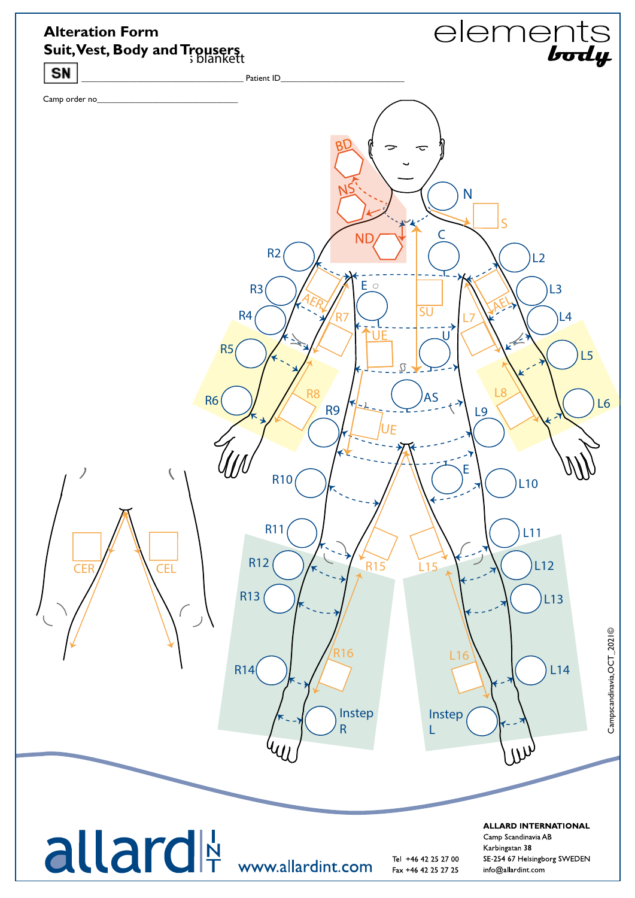# Alteration Form

## Suit, Vest, Body and Trousers

s blankett

SN ______________________________ Patient ID______________________________

Camp order no______________________________

elements *body*

BD

NS

ND

N

S

C

SU

R2

R3

R4

R5

R6

R7

R8

R9

R10

R11

R12

R13

R14

R15

R16

L2

L3

L4

L5

L6

L7

L8

L9

L10

L11

L12

L13

L14

L15

L16

AER

AEL

E

L

U

UE

AS

CER

CEL

Instep R

Instep L

Campscandinavia,OCT_2021©

allard INT

www.allardint.com

Tel +46 42 25 27 00
Fax +46 42 25 27 25

**ALLARD INTERNATIONAL**
Camp Scandinavia AB
Karbingatan 38
SE-254 67 Helsingborg SWEDEN
info@allardint.com